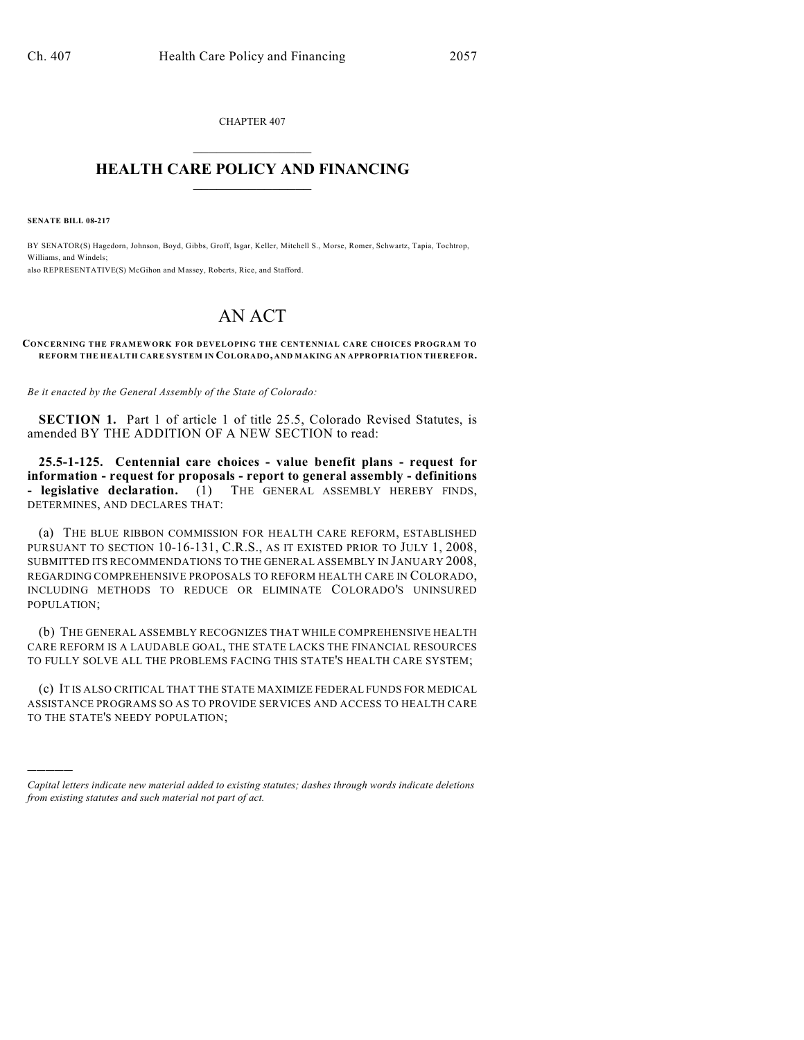CHAPTER 407

# HEALTH CARE POLICY AND FINANCING

**SENATE BILL 08-217**

BY SENATOR(S) Hagedorn, Johnson, Boyd, Gibbs, Groff, Isgar, Keller, Mitchell S., Morse, Romer, Schwartz, Tapia, Tochtrop, Williams, and Windels;
also REPRESENTATIVE(S) McGihon and Massey, Roberts, Rice, and Stafford.

# AN ACT

**CONCERNING THE FRAMEWORK FOR DEVELOPING THE CENTENNIAL CARE CHOICES PROGRAM TO REFORM THE HEALTH CARE SYSTEM IN COLORADO, AND MAKING AN APPROPRIATION THEREFOR.**

*Be it enacted by the General Assembly of the State of Colorado:*

**SECTION 1.** Part 1 of article 1 of title 25.5, Colorado Revised Statutes, is amended BY THE ADDITION OF A NEW SECTION to read:

**25.5-1-125. Centennial care choices - value benefit plans - request for information - request for proposals - report to general assembly - definitions - legislative declaration.** (1) THE GENERAL ASSEMBLY HEREBY FINDS, DETERMINES, AND DECLARES THAT:

(a) THE BLUE RIBBON COMMISSION FOR HEALTH CARE REFORM, ESTABLISHED PURSUANT TO SECTION 10-16-131, C.R.S., AS IT EXISTED PRIOR TO JULY 1, 2008, SUBMITTED ITS RECOMMENDATIONS TO THE GENERAL ASSEMBLY IN JANUARY 2008, REGARDING COMPREHENSIVE PROPOSALS TO REFORM HEALTH CARE IN COLORADO, INCLUDING METHODS TO REDUCE OR ELIMINATE COLORADO'S UNINSURED POPULATION;

(b) THE GENERAL ASSEMBLY RECOGNIZES THAT WHILE COMPREHENSIVE HEALTH CARE REFORM IS A LAUDABLE GOAL, THE STATE LACKS THE FINANCIAL RESOURCES TO FULLY SOLVE ALL THE PROBLEMS FACING THIS STATE'S HEALTH CARE SYSTEM;

(c) IT IS ALSO CRITICAL THAT THE STATE MAXIMIZE FEDERAL FUNDS FOR MEDICAL ASSISTANCE PROGRAMS SO AS TO PROVIDE SERVICES AND ACCESS TO HEALTH CARE TO THE STATE'S NEEDY POPULATION;

---

*Capital letters indicate new material added to existing statutes; dashes through words indicate deletions from existing statutes and such material not part of act.*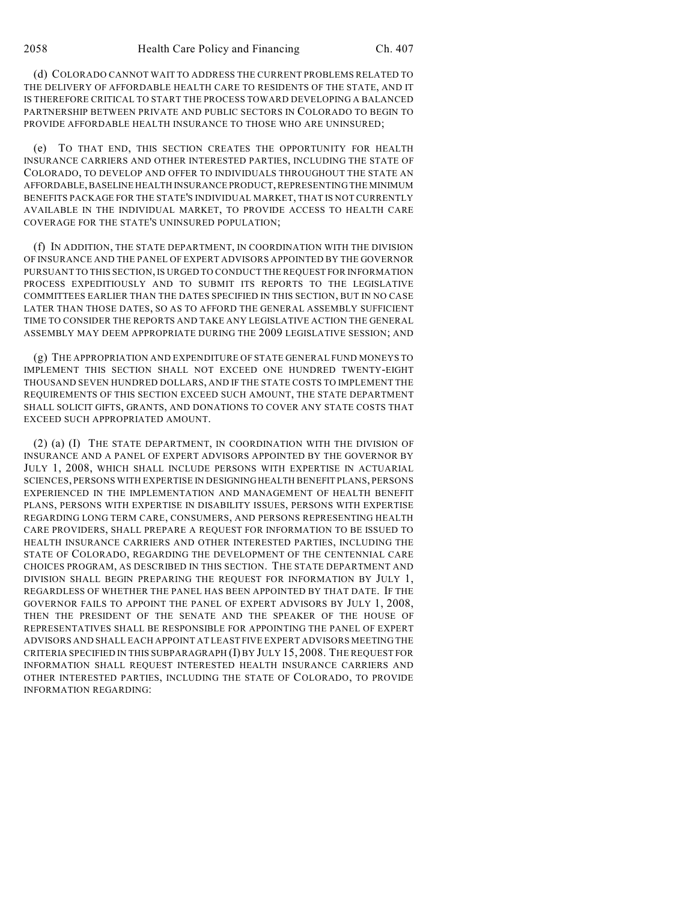(d) COLORADO CANNOT WAIT TO ADDRESS THE CURRENT PROBLEMS RELATED TO THE DELIVERY OF AFFORDABLE HEALTH CARE TO RESIDENTS OF THE STATE, AND IT IS THEREFORE CRITICAL TO START THE PROCESS TOWARD DEVELOPING A BALANCED PARTNERSHIP BETWEEN PRIVATE AND PUBLIC SECTORS IN COLORADO TO BEGIN TO PROVIDE AFFORDABLE HEALTH INSURANCE TO THOSE WHO ARE UNINSURED;

(e) TO THAT END, THIS SECTION CREATES THE OPPORTUNITY FOR HEALTH INSURANCE CARRIERS AND OTHER INTERESTED PARTIES, INCLUDING THE STATE OF COLORADO, TO DEVELOP AND OFFER TO INDIVIDUALS THROUGHOUT THE STATE AN AFFORDABLE, BASELINE HEALTH INSURANCE PRODUCT, REPRESENTING THE MINIMUM BENEFITS PACKAGE FOR THE STATE'S INDIVIDUAL MARKET, THAT IS NOT CURRENTLY AVAILABLE IN THE INDIVIDUAL MARKET, TO PROVIDE ACCESS TO HEALTH CARE COVERAGE FOR THE STATE'S UNINSURED POPULATION;

(f) IN ADDITION, THE STATE DEPARTMENT, IN COORDINATION WITH THE DIVISION OF INSURANCE AND THE PANEL OF EXPERT ADVISORS APPOINTED BY THE GOVERNOR PURSUANT TO THIS SECTION, IS URGED TO CONDUCT THE REQUEST FOR INFORMATION PROCESS EXPEDITIOUSLY AND TO SUBMIT ITS REPORTS TO THE LEGISLATIVE COMMITTEES EARLIER THAN THE DATES SPECIFIED IN THIS SECTION, BUT IN NO CASE LATER THAN THOSE DATES, SO AS TO AFFORD THE GENERAL ASSEMBLY SUFFICIENT TIME TO CONSIDER THE REPORTS AND TAKE ANY LEGISLATIVE ACTION THE GENERAL ASSEMBLY MAY DEEM APPROPRIATE DURING THE 2009 LEGISLATIVE SESSION; AND

(g) THE APPROPRIATION AND EXPENDITURE OF STATE GENERAL FUND MONEYS TO IMPLEMENT THIS SECTION SHALL NOT EXCEED ONE HUNDRED TWENTY-EIGHT THOUSAND SEVEN HUNDRED DOLLARS, AND IF THE STATE COSTS TO IMPLEMENT THE REQUIREMENTS OF THIS SECTION EXCEED SUCH AMOUNT, THE STATE DEPARTMENT SHALL SOLICIT GIFTS, GRANTS, AND DONATIONS TO COVER ANY STATE COSTS THAT EXCEED SUCH APPROPRIATED AMOUNT.

(2) (a) (I) THE STATE DEPARTMENT, IN COORDINATION WITH THE DIVISION OF INSURANCE AND A PANEL OF EXPERT ADVISORS APPOINTED BY THE GOVERNOR BY JULY 1, 2008, WHICH SHALL INCLUDE PERSONS WITH EXPERTISE IN ACTUARIAL SCIENCES, PERSONS WITH EXPERTISE IN DESIGNING HEALTH BENEFIT PLANS, PERSONS EXPERIENCED IN THE IMPLEMENTATION AND MANAGEMENT OF HEALTH BENEFIT PLANS, PERSONS WITH EXPERTISE IN DISABILITY ISSUES, PERSONS WITH EXPERTISE REGARDING LONG TERM CARE, CONSUMERS, AND PERSONS REPRESENTING HEALTH CARE PROVIDERS, SHALL PREPARE A REQUEST FOR INFORMATION TO BE ISSUED TO HEALTH INSURANCE CARRIERS AND OTHER INTERESTED PARTIES, INCLUDING THE STATE OF COLORADO, REGARDING THE DEVELOPMENT OF THE CENTENNIAL CARE CHOICES PROGRAM, AS DESCRIBED IN THIS SECTION. THE STATE DEPARTMENT AND DIVISION SHALL BEGIN PREPARING THE REQUEST FOR INFORMATION BY JULY 1, REGARDLESS OF WHETHER THE PANEL HAS BEEN APPOINTED BY THAT DATE. IF THE GOVERNOR FAILS TO APPOINT THE PANEL OF EXPERT ADVISORS BY JULY 1, 2008, THEN THE PRESIDENT OF THE SENATE AND THE SPEAKER OF THE HOUSE OF REPRESENTATIVES SHALL BE RESPONSIBLE FOR APPOINTING THE PANEL OF EXPERT ADVISORS AND SHALL EACH APPOINT AT LEAST FIVE EXPERT ADVISORS MEETING THE CRITERIA SPECIFIED IN THIS SUBPARAGRAPH (I) BY JULY 15, 2008. THE REQUEST FOR INFORMATION SHALL REQUEST INTERESTED HEALTH INSURANCE CARRIERS AND OTHER INTERESTED PARTIES, INCLUDING THE STATE OF COLORADO, TO PROVIDE INFORMATION REGARDING: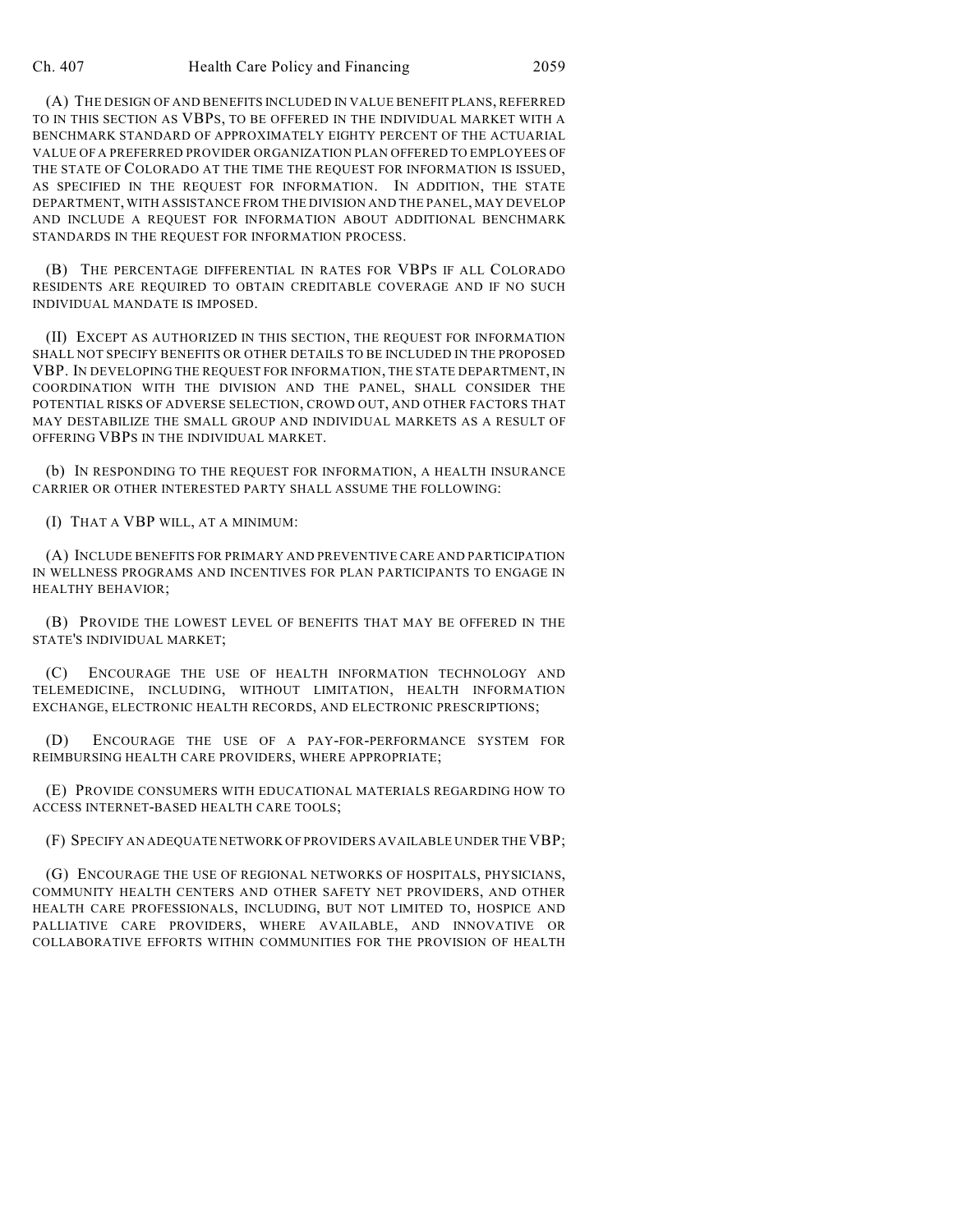(A) THE DESIGN OF AND BENEFITS INCLUDED IN VALUE BENEFIT PLANS, REFERRED TO IN THIS SECTION AS VBPS, TO BE OFFERED IN THE INDIVIDUAL MARKET WITH A BENCHMARK STANDARD OF APPROXIMATELY EIGHTY PERCENT OF THE ACTUARIAL VALUE OF A PREFERRED PROVIDER ORGANIZATION PLAN OFFERED TO EMPLOYEES OF THE STATE OF COLORADO AT THE TIME THE REQUEST FOR INFORMATION IS ISSUED, AS SPECIFIED IN THE REQUEST FOR INFORMATION. IN ADDITION, THE STATE DEPARTMENT, WITH ASSISTANCE FROM THE DIVISION AND THE PANEL, MAY DEVELOP AND INCLUDE A REQUEST FOR INFORMATION ABOUT ADDITIONAL BENCHMARK STANDARDS IN THE REQUEST FOR INFORMATION PROCESS.

(B) THE PERCENTAGE DIFFERENTIAL IN RATES FOR VBPS IF ALL COLORADO RESIDENTS ARE REQUIRED TO OBTAIN CREDITABLE COVERAGE AND IF NO SUCH INDIVIDUAL MANDATE IS IMPOSED.

(II) EXCEPT AS AUTHORIZED IN THIS SECTION, THE REQUEST FOR INFORMATION SHALL NOT SPECIFY BENEFITS OR OTHER DETAILS TO BE INCLUDED IN THE PROPOSED VBP. IN DEVELOPING THE REQUEST FOR INFORMATION, THE STATE DEPARTMENT, IN COORDINATION WITH THE DIVISION AND THE PANEL, SHALL CONSIDER THE POTENTIAL RISKS OF ADVERSE SELECTION, CROWD OUT, AND OTHER FACTORS THAT MAY DESTABILIZE THE SMALL GROUP AND INDIVIDUAL MARKETS AS A RESULT OF OFFERING VBPS IN THE INDIVIDUAL MARKET.

(b) IN RESPONDING TO THE REQUEST FOR INFORMATION, A HEALTH INSURANCE CARRIER OR OTHER INTERESTED PARTY SHALL ASSUME THE FOLLOWING:

(I) THAT A VBP WILL, AT A MINIMUM:

(A) INCLUDE BENEFITS FOR PRIMARY AND PREVENTIVE CARE AND PARTICIPATION IN WELLNESS PROGRAMS AND INCENTIVES FOR PLAN PARTICIPANTS TO ENGAGE IN HEALTHY BEHAVIOR;

(B) PROVIDE THE LOWEST LEVEL OF BENEFITS THAT MAY BE OFFERED IN THE STATE'S INDIVIDUAL MARKET;

(C) ENCOURAGE THE USE OF HEALTH INFORMATION TECHNOLOGY AND TELEMEDICINE, INCLUDING, WITHOUT LIMITATION, HEALTH INFORMATION EXCHANGE, ELECTRONIC HEALTH RECORDS, AND ELECTRONIC PRESCRIPTIONS;

(D) ENCOURAGE THE USE OF A PAY-FOR-PERFORMANCE SYSTEM FOR REIMBURSING HEALTH CARE PROVIDERS, WHERE APPROPRIATE;

(E) PROVIDE CONSUMERS WITH EDUCATIONAL MATERIALS REGARDING HOW TO ACCESS INTERNET-BASED HEALTH CARE TOOLS;

(F) SPECIFY AN ADEQUATE NETWORK OF PROVIDERS AVAILABLE UNDER THE VBP;

(G) ENCOURAGE THE USE OF REGIONAL NETWORKS OF HOSPITALS, PHYSICIANS, COMMUNITY HEALTH CENTERS AND OTHER SAFETY NET PROVIDERS, AND OTHER HEALTH CARE PROFESSIONALS, INCLUDING, BUT NOT LIMITED TO, HOSPICE AND PALLIATIVE CARE PROVIDERS, WHERE AVAILABLE, AND INNOVATIVE OR COLLABORATIVE EFFORTS WITHIN COMMUNITIES FOR THE PROVISION OF HEALTH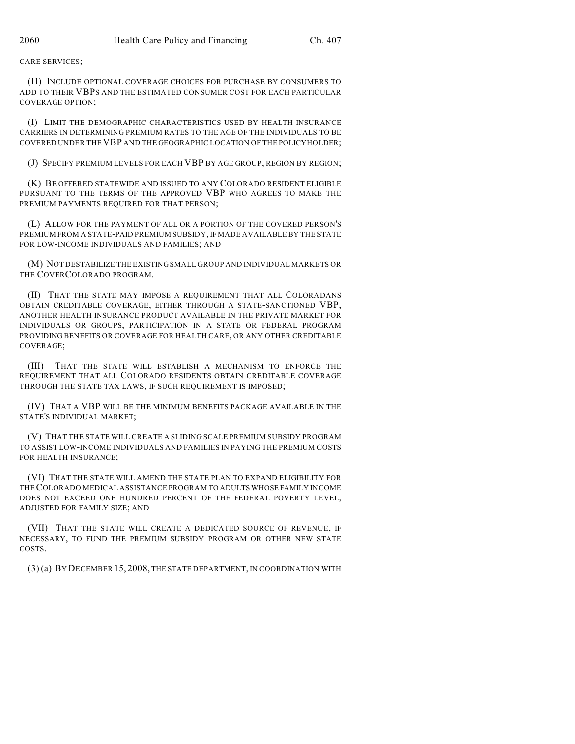CARE SERVICES;

(H) INCLUDE OPTIONAL COVERAGE CHOICES FOR PURCHASE BY CONSUMERS TO ADD TO THEIR VBPS AND THE ESTIMATED CONSUMER COST FOR EACH PARTICULAR COVERAGE OPTION;

(I) LIMIT THE DEMOGRAPHIC CHARACTERISTICS USED BY HEALTH INSURANCE CARRIERS IN DETERMINING PREMIUM RATES TO THE AGE OF THE INDIVIDUALS TO BE COVERED UNDER THE VBP AND THE GEOGRAPHIC LOCATION OF THE POLICYHOLDER;

(J) SPECIFY PREMIUM LEVELS FOR EACH VBP BY AGE GROUP, REGION BY REGION;

(K) BE OFFERED STATEWIDE AND ISSUED TO ANY COLORADO RESIDENT ELIGIBLE PURSUANT TO THE TERMS OF THE APPROVED VBP WHO AGREES TO MAKE THE PREMIUM PAYMENTS REQUIRED FOR THAT PERSON;

(L) ALLOW FOR THE PAYMENT OF ALL OR A PORTION OF THE COVERED PERSON'S PREMIUM FROM A STATE-PAID PREMIUM SUBSIDY, IF MADE AVAILABLE BY THE STATE FOR LOW-INCOME INDIVIDUALS AND FAMILIES; AND

(M) NOT DESTABILIZE THE EXISTING SMALL GROUP AND INDIVIDUAL MARKETS OR THE COVERCOLORADO PROGRAM.

(II) THAT THE STATE MAY IMPOSE A REQUIREMENT THAT ALL COLORADANS OBTAIN CREDITABLE COVERAGE, EITHER THROUGH A STATE-SANCTIONED VBP, ANOTHER HEALTH INSURANCE PRODUCT AVAILABLE IN THE PRIVATE MARKET FOR INDIVIDUALS OR GROUPS, PARTICIPATION IN A STATE OR FEDERAL PROGRAM PROVIDING BENEFITS OR COVERAGE FOR HEALTH CARE, OR ANY OTHER CREDITABLE COVERAGE;

(III) THAT THE STATE WILL ESTABLISH A MECHANISM TO ENFORCE THE REQUIREMENT THAT ALL COLORADO RESIDENTS OBTAIN CREDITABLE COVERAGE THROUGH THE STATE TAX LAWS, IF SUCH REQUIREMENT IS IMPOSED;

(IV) THAT A VBP WILL BE THE MINIMUM BENEFITS PACKAGE AVAILABLE IN THE STATE'S INDIVIDUAL MARKET;

(V) THAT THE STATE WILL CREATE A SLIDING SCALE PREMIUM SUBSIDY PROGRAM TO ASSIST LOW-INCOME INDIVIDUALS AND FAMILIES IN PAYING THE PREMIUM COSTS FOR HEALTH INSURANCE;

(VI) THAT THE STATE WILL AMEND THE STATE PLAN TO EXPAND ELIGIBILITY FOR THE COLORADO MEDICAL ASSISTANCE PROGRAM TO ADULTS WHOSE FAMILY INCOME DOES NOT EXCEED ONE HUNDRED PERCENT OF THE FEDERAL POVERTY LEVEL, ADJUSTED FOR FAMILY SIZE; AND

(VII) THAT THE STATE WILL CREATE A DEDICATED SOURCE OF REVENUE, IF NECESSARY, TO FUND THE PREMIUM SUBSIDY PROGRAM OR OTHER NEW STATE COSTS.

(3) (a) BY DECEMBER 15, 2008, THE STATE DEPARTMENT, IN COORDINATION WITH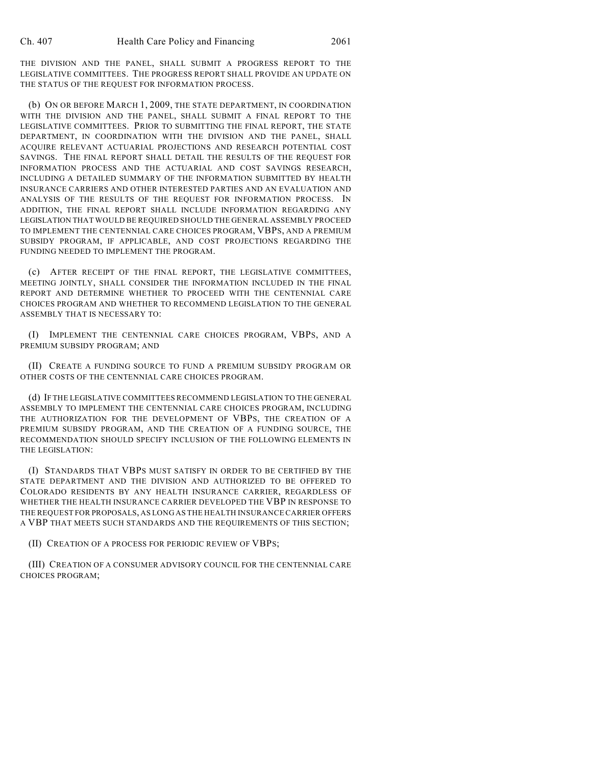THE DIVISION AND THE PANEL, SHALL SUBMIT A PROGRESS REPORT TO THE LEGISLATIVE COMMITTEES. THE PROGRESS REPORT SHALL PROVIDE AN UPDATE ON THE STATUS OF THE REQUEST FOR INFORMATION PROCESS.

(b) ON OR BEFORE MARCH 1, 2009, THE STATE DEPARTMENT, IN COORDINATION WITH THE DIVISION AND THE PANEL, SHALL SUBMIT A FINAL REPORT TO THE LEGISLATIVE COMMITTEES. PRIOR TO SUBMITTING THE FINAL REPORT, THE STATE DEPARTMENT, IN COORDINATION WITH THE DIVISION AND THE PANEL, SHALL ACQUIRE RELEVANT ACTUARIAL PROJECTIONS AND RESEARCH POTENTIAL COST SAVINGS. THE FINAL REPORT SHALL DETAIL THE RESULTS OF THE REQUEST FOR INFORMATION PROCESS AND THE ACTUARIAL AND COST SAVINGS RESEARCH, INCLUDING A DETAILED SUMMARY OF THE INFORMATION SUBMITTED BY HEALTH INSURANCE CARRIERS AND OTHER INTERESTED PARTIES AND AN EVALUATION AND ANALYSIS OF THE RESULTS OF THE REQUEST FOR INFORMATION PROCESS. IN ADDITION, THE FINAL REPORT SHALL INCLUDE INFORMATION REGARDING ANY LEGISLATION THAT WOULD BE REQUIRED SHOULD THE GENERAL ASSEMBLY PROCEED TO IMPLEMENT THE CENTENNIAL CARE CHOICES PROGRAM, VBPS, AND A PREMIUM SUBSIDY PROGRAM, IF APPLICABLE, AND COST PROJECTIONS REGARDING THE FUNDING NEEDED TO IMPLEMENT THE PROGRAM.

(c) AFTER RECEIPT OF THE FINAL REPORT, THE LEGISLATIVE COMMITTEES, MEETING JOINTLY, SHALL CONSIDER THE INFORMATION INCLUDED IN THE FINAL REPORT AND DETERMINE WHETHER TO PROCEED WITH THE CENTENNIAL CARE CHOICES PROGRAM AND WHETHER TO RECOMMEND LEGISLATION TO THE GENERAL ASSEMBLY THAT IS NECESSARY TO:

(I) IMPLEMENT THE CENTENNIAL CARE CHOICES PROGRAM, VBPS, AND A PREMIUM SUBSIDY PROGRAM; AND

(II) CREATE A FUNDING SOURCE TO FUND A PREMIUM SUBSIDY PROGRAM OR OTHER COSTS OF THE CENTENNIAL CARE CHOICES PROGRAM.

(d) IF THE LEGISLATIVE COMMITTEES RECOMMEND LEGISLATION TO THE GENERAL ASSEMBLY TO IMPLEMENT THE CENTENNIAL CARE CHOICES PROGRAM, INCLUDING THE AUTHORIZATION FOR THE DEVELOPMENT OF VBPS, THE CREATION OF A PREMIUM SUBSIDY PROGRAM, AND THE CREATION OF A FUNDING SOURCE, THE RECOMMENDATION SHOULD SPECIFY INCLUSION OF THE FOLLOWING ELEMENTS IN THE LEGISLATION:

(I) STANDARDS THAT VBPS MUST SATISFY IN ORDER TO BE CERTIFIED BY THE STATE DEPARTMENT AND THE DIVISION AND AUTHORIZED TO BE OFFERED TO COLORADO RESIDENTS BY ANY HEALTH INSURANCE CARRIER, REGARDLESS OF WHETHER THE HEALTH INSURANCE CARRIER DEVELOPED THE VBP IN RESPONSE TO THE REQUEST FOR PROPOSALS, AS LONG AS THE HEALTH INSURANCE CARRIER OFFERS A VBP THAT MEETS SUCH STANDARDS AND THE REQUIREMENTS OF THIS SECTION;

(II) CREATION OF A PROCESS FOR PERIODIC REVIEW OF VBPS;

(III) CREATION OF A CONSUMER ADVISORY COUNCIL FOR THE CENTENNIAL CARE CHOICES PROGRAM;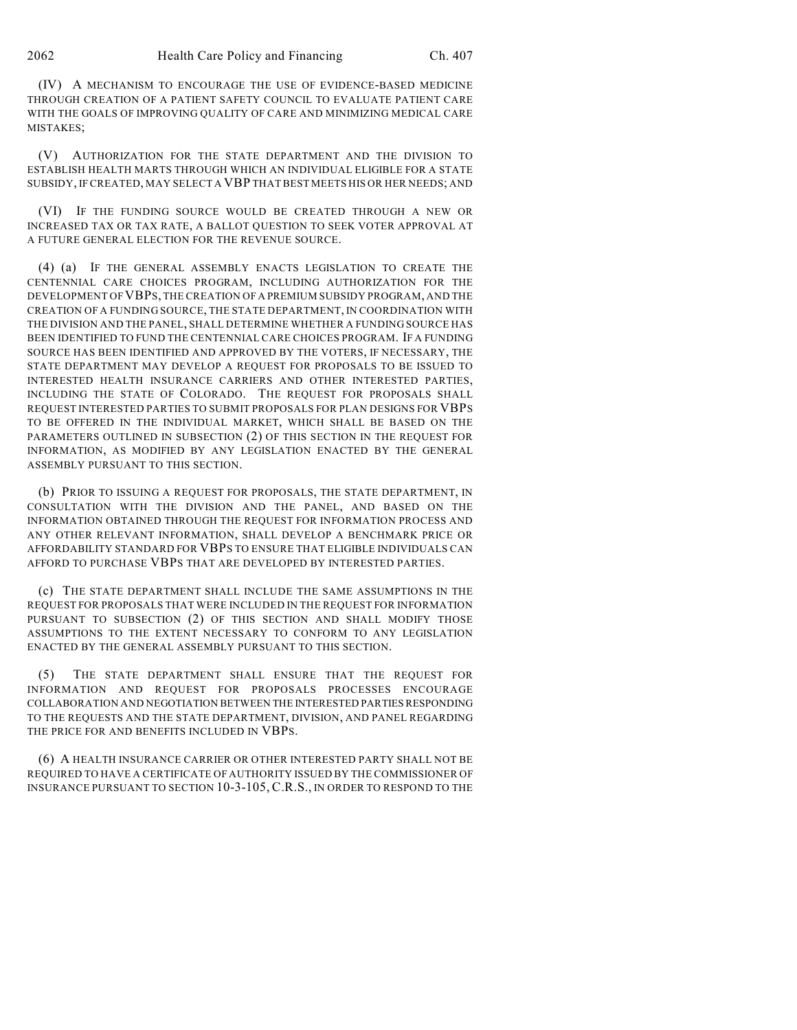(IV) A MECHANISM TO ENCOURAGE THE USE OF EVIDENCE-BASED MEDICINE THROUGH CREATION OF A PATIENT SAFETY COUNCIL TO EVALUATE PATIENT CARE WITH THE GOALS OF IMPROVING QUALITY OF CARE AND MINIMIZING MEDICAL CARE MISTAKES;

(V) AUTHORIZATION FOR THE STATE DEPARTMENT AND THE DIVISION TO ESTABLISH HEALTH MARTS THROUGH WHICH AN INDIVIDUAL ELIGIBLE FOR A STATE SUBSIDY, IF CREATED, MAY SELECT A VBP THAT BEST MEETS HIS OR HER NEEDS; AND

(VI) IF THE FUNDING SOURCE WOULD BE CREATED THROUGH A NEW OR INCREASED TAX OR TAX RATE, A BALLOT QUESTION TO SEEK VOTER APPROVAL AT A FUTURE GENERAL ELECTION FOR THE REVENUE SOURCE.

(4) (a) IF THE GENERAL ASSEMBLY ENACTS LEGISLATION TO CREATE THE CENTENNIAL CARE CHOICES PROGRAM, INCLUDING AUTHORIZATION FOR THE DEVELOPMENT OF VBPS, THE CREATION OF A PREMIUM SUBSIDY PROGRAM, AND THE CREATION OF A FUNDING SOURCE, THE STATE DEPARTMENT, IN COORDINATION WITH THE DIVISION AND THE PANEL, SHALL DETERMINE WHETHER A FUNDING SOURCE HAS BEEN IDENTIFIED TO FUND THE CENTENNIAL CARE CHOICES PROGRAM. IF A FUNDING SOURCE HAS BEEN IDENTIFIED AND APPROVED BY THE VOTERS, IF NECESSARY, THE STATE DEPARTMENT MAY DEVELOP A REQUEST FOR PROPOSALS TO BE ISSUED TO INTERESTED HEALTH INSURANCE CARRIERS AND OTHER INTERESTED PARTIES, INCLUDING THE STATE OF COLORADO. THE REQUEST FOR PROPOSALS SHALL REQUEST INTERESTED PARTIES TO SUBMIT PROPOSALS FOR PLAN DESIGNS FOR VBPS TO BE OFFERED IN THE INDIVIDUAL MARKET, WHICH SHALL BE BASED ON THE PARAMETERS OUTLINED IN SUBSECTION (2) OF THIS SECTION IN THE REQUEST FOR INFORMATION, AS MODIFIED BY ANY LEGISLATION ENACTED BY THE GENERAL ASSEMBLY PURSUANT TO THIS SECTION.

(b) PRIOR TO ISSUING A REQUEST FOR PROPOSALS, THE STATE DEPARTMENT, IN CONSULTATION WITH THE DIVISION AND THE PANEL, AND BASED ON THE INFORMATION OBTAINED THROUGH THE REQUEST FOR INFORMATION PROCESS AND ANY OTHER RELEVANT INFORMATION, SHALL DEVELOP A BENCHMARK PRICE OR AFFORDABILITY STANDARD FOR VBPS TO ENSURE THAT ELIGIBLE INDIVIDUALS CAN AFFORD TO PURCHASE VBPS THAT ARE DEVELOPED BY INTERESTED PARTIES.

(c) THE STATE DEPARTMENT SHALL INCLUDE THE SAME ASSUMPTIONS IN THE REQUEST FOR PROPOSALS THAT WERE INCLUDED IN THE REQUEST FOR INFORMATION PURSUANT TO SUBSECTION (2) OF THIS SECTION AND SHALL MODIFY THOSE ASSUMPTIONS TO THE EXTENT NECESSARY TO CONFORM TO ANY LEGISLATION ENACTED BY THE GENERAL ASSEMBLY PURSUANT TO THIS SECTION.

(5) THE STATE DEPARTMENT SHALL ENSURE THAT THE REQUEST FOR INFORMATION AND REQUEST FOR PROPOSALS PROCESSES ENCOURAGE COLLABORATION AND NEGOTIATION BETWEEN THE INTERESTED PARTIES RESPONDING TO THE REQUESTS AND THE STATE DEPARTMENT, DIVISION, AND PANEL REGARDING THE PRICE FOR AND BENEFITS INCLUDED IN VBPS.

(6) A HEALTH INSURANCE CARRIER OR OTHER INTERESTED PARTY SHALL NOT BE REQUIRED TO HAVE A CERTIFICATE OF AUTHORITY ISSUED BY THE COMMISSIONER OF INSURANCE PURSUANT TO SECTION 10-3-105, C.R.S., IN ORDER TO RESPOND TO THE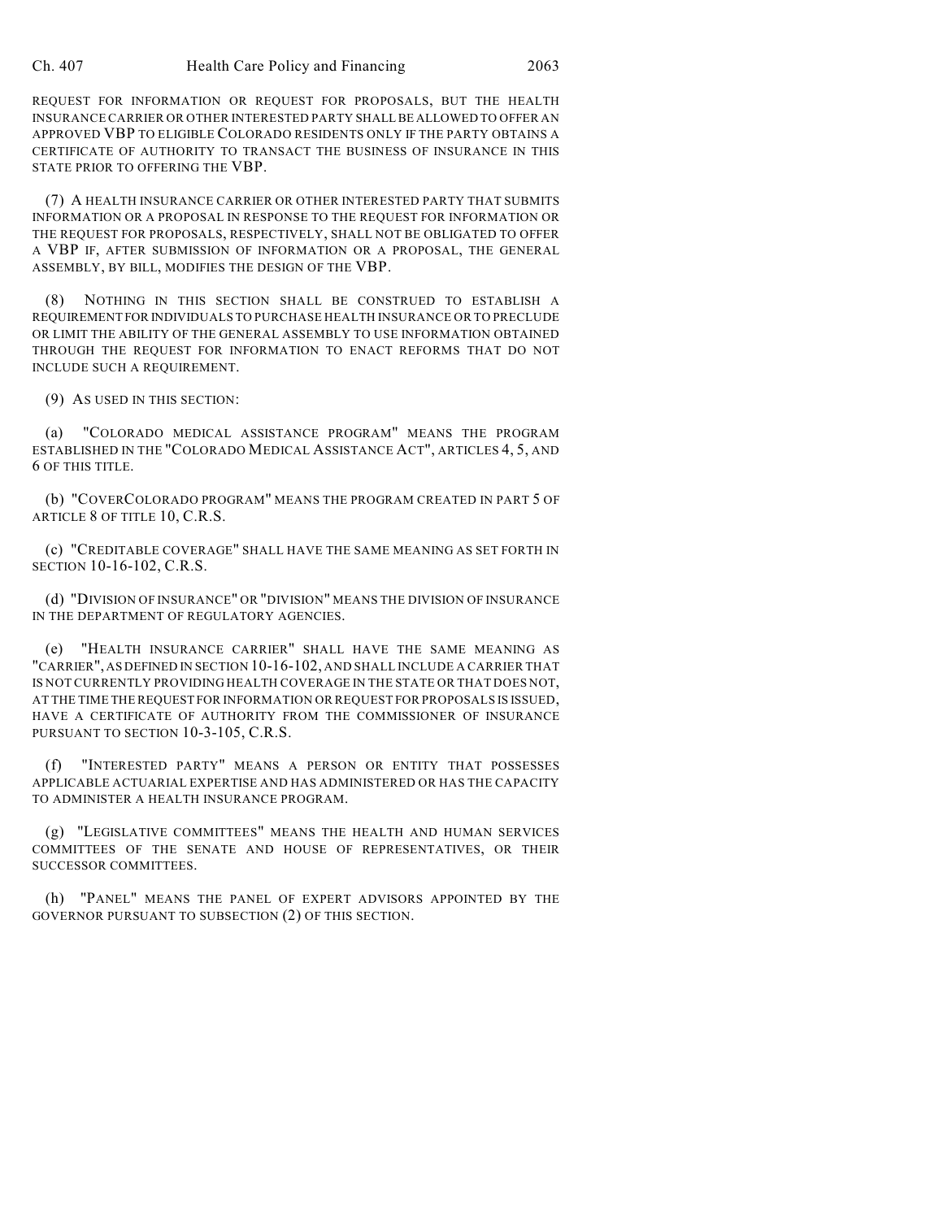REQUEST FOR INFORMATION OR REQUEST FOR PROPOSALS, BUT THE HEALTH INSURANCE CARRIER OR OTHER INTERESTED PARTY SHALL BE ALLOWED TO OFFER AN APPROVED VBP TO ELIGIBLE COLORADO RESIDENTS ONLY IF THE PARTY OBTAINS A CERTIFICATE OF AUTHORITY TO TRANSACT THE BUSINESS OF INSURANCE IN THIS STATE PRIOR TO OFFERING THE VBP.

(7) A HEALTH INSURANCE CARRIER OR OTHER INTERESTED PARTY THAT SUBMITS INFORMATION OR A PROPOSAL IN RESPONSE TO THE REQUEST FOR INFORMATION OR THE REQUEST FOR PROPOSALS, RESPECTIVELY, SHALL NOT BE OBLIGATED TO OFFER A VBP IF, AFTER SUBMISSION OF INFORMATION OR A PROPOSAL, THE GENERAL ASSEMBLY, BY BILL, MODIFIES THE DESIGN OF THE VBP.

(8) NOTHING IN THIS SECTION SHALL BE CONSTRUED TO ESTABLISH A REQUIREMENT FOR INDIVIDUALS TO PURCHASE HEALTH INSURANCE OR TO PRECLUDE OR LIMIT THE ABILITY OF THE GENERAL ASSEMBLY TO USE INFORMATION OBTAINED THROUGH THE REQUEST FOR INFORMATION TO ENACT REFORMS THAT DO NOT INCLUDE SUCH A REQUIREMENT.

(9) AS USED IN THIS SECTION:

(a) "COLORADO MEDICAL ASSISTANCE PROGRAM" MEANS THE PROGRAM ESTABLISHED IN THE "COLORADO MEDICAL ASSISTANCE ACT", ARTICLES 4, 5, AND 6 OF THIS TITLE.

(b) "COVERCOLORADO PROGRAM" MEANS THE PROGRAM CREATED IN PART 5 OF ARTICLE 8 OF TITLE 10, C.R.S.

(c) "CREDITABLE COVERAGE" SHALL HAVE THE SAME MEANING AS SET FORTH IN SECTION 10-16-102, C.R.S.

(d) "DIVISION OF INSURANCE" OR "DIVISION" MEANS THE DIVISION OF INSURANCE IN THE DEPARTMENT OF REGULATORY AGENCIES.

(e) "HEALTH INSURANCE CARRIER" SHALL HAVE THE SAME MEANING AS "CARRIER", AS DEFINED IN SECTION 10-16-102, AND SHALL INCLUDE A CARRIER THAT IS NOT CURRENTLY PROVIDING HEALTH COVERAGE IN THE STATE OR THAT DOES NOT, AT THE TIME THE REQUEST FOR INFORMATION OR REQUEST FOR PROPOSALS IS ISSUED, HAVE A CERTIFICATE OF AUTHORITY FROM THE COMMISSIONER OF INSURANCE PURSUANT TO SECTION 10-3-105, C.R.S.

(f) "INTERESTED PARTY" MEANS A PERSON OR ENTITY THAT POSSESSES APPLICABLE ACTUARIAL EXPERTISE AND HAS ADMINISTERED OR HAS THE CAPACITY TO ADMINISTER A HEALTH INSURANCE PROGRAM.

(g) "LEGISLATIVE COMMITTEES" MEANS THE HEALTH AND HUMAN SERVICES COMMITTEES OF THE SENATE AND HOUSE OF REPRESENTATIVES, OR THEIR SUCCESSOR COMMITTEES.

(h) "PANEL" MEANS THE PANEL OF EXPERT ADVISORS APPOINTED BY THE GOVERNOR PURSUANT TO SUBSECTION (2) OF THIS SECTION.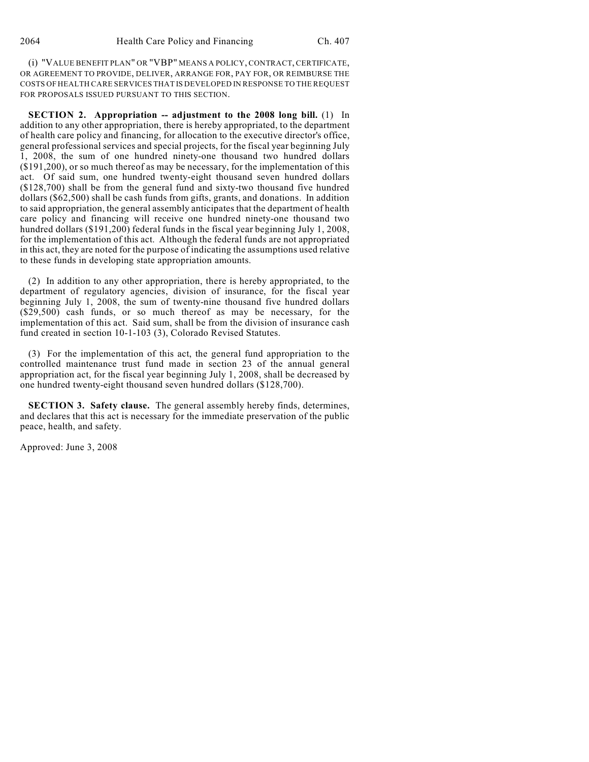(i) "VALUE BENEFIT PLAN" OR "VBP" MEANS A POLICY, CONTRACT, CERTIFICATE, OR AGREEMENT TO PROVIDE, DELIVER, ARRANGE FOR, PAY FOR, OR REIMBURSE THE COSTS OF HEALTH CARE SERVICES THAT IS DEVELOPED IN RESPONSE TO THE REQUEST FOR PROPOSALS ISSUED PURSUANT TO THIS SECTION.

**SECTION 2. Appropriation -- adjustment to the 2008 long bill.** (1) In addition to any other appropriation, there is hereby appropriated, to the department of health care policy and financing, for allocation to the executive director's office, general professional services and special projects, for the fiscal year beginning July 1, 2008, the sum of one hundred ninety-one thousand two hundred dollars ($191,200), or so much thereof as may be necessary, for the implementation of this act. Of said sum, one hundred twenty-eight thousand seven hundred dollars ($128,700) shall be from the general fund and sixty-two thousand five hundred dollars ($62,500) shall be cash funds from gifts, grants, and donations. In addition to said appropriation, the general assembly anticipates that the department of health care policy and financing will receive one hundred ninety-one thousand two hundred dollars ($191,200) federal funds in the fiscal year beginning July 1, 2008, for the implementation of this act. Although the federal funds are not appropriated in this act, they are noted for the purpose of indicating the assumptions used relative to these funds in developing state appropriation amounts.

(2) In addition to any other appropriation, there is hereby appropriated, to the department of regulatory agencies, division of insurance, for the fiscal year beginning July 1, 2008, the sum of twenty-nine thousand five hundred dollars ($29,500) cash funds, or so much thereof as may be necessary, for the implementation of this act. Said sum, shall be from the division of insurance cash fund created in section 10-1-103 (3), Colorado Revised Statutes.

(3) For the implementation of this act, the general fund appropriation to the controlled maintenance trust fund made in section 23 of the annual general appropriation act, for the fiscal year beginning July 1, 2008, shall be decreased by one hundred twenty-eight thousand seven hundred dollars ($128,700).

**SECTION 3. Safety clause.** The general assembly hereby finds, determines, and declares that this act is necessary for the immediate preservation of the public peace, health, and safety.

Approved: June 3, 2008